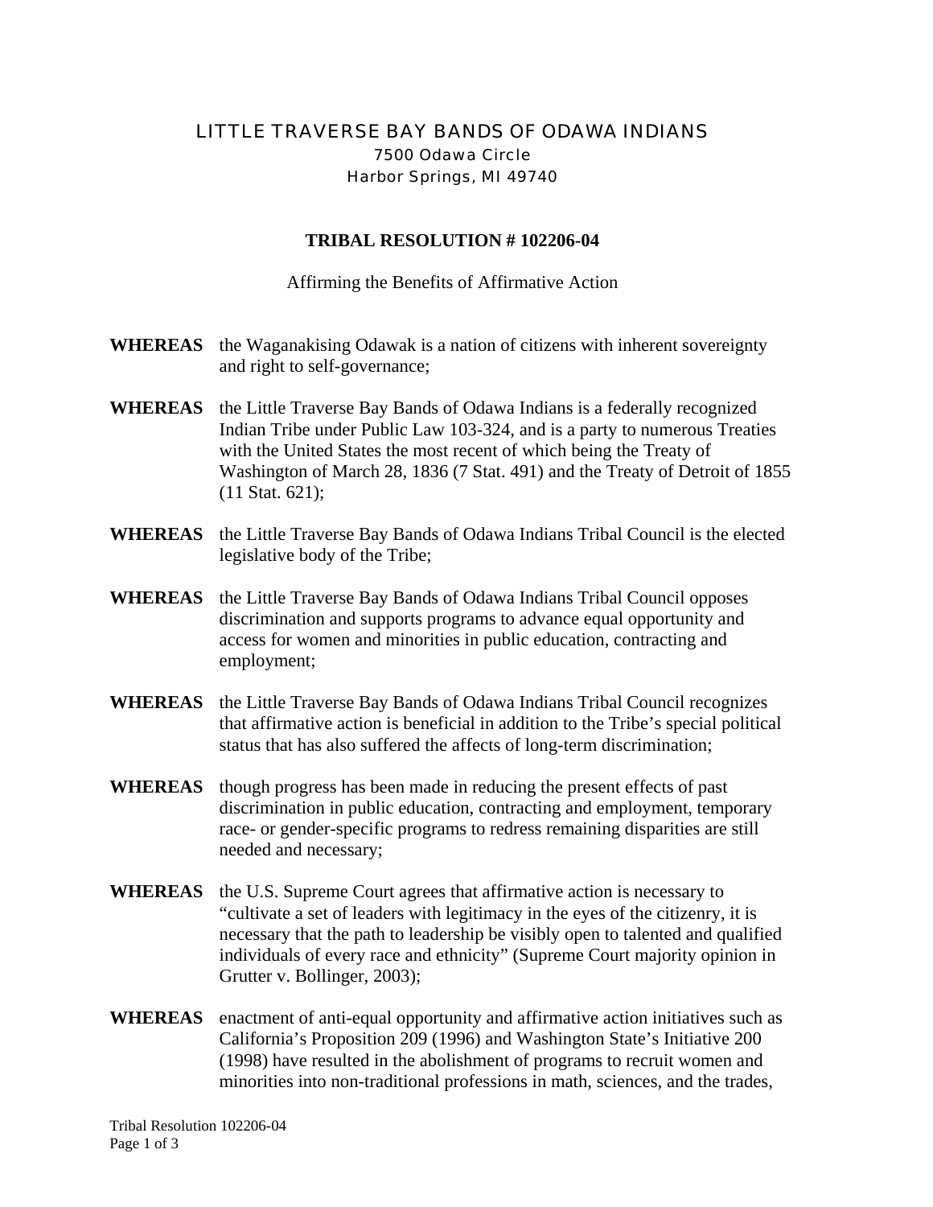# LITTLE TRAVERSE BAY BANDS OF ODAWA INDIANS

7500 Odawa Circle
Harbor Springs, MI 49740

## TRIBAL RESOLUTION # 102206-04

Affirming the Benefits of Affirmative Action

**WHEREAS** the Waganakising Odawak is a nation of citizens with inherent sovereignty and right to self-governance;

**WHEREAS** the Little Traverse Bay Bands of Odawa Indians is a federally recognized Indian Tribe under Public Law 103-324, and is a party to numerous Treaties with the United States the most recent of which being the Treaty of Washington of March 28, 1836 (7 Stat. 491) and the Treaty of Detroit of 1855 (11 Stat. 621);

**WHEREAS** the Little Traverse Bay Bands of Odawa Indians Tribal Council is the elected legislative body of the Tribe;

**WHEREAS** the Little Traverse Bay Bands of Odawa Indians Tribal Council opposes discrimination and supports programs to advance equal opportunity and access for women and minorities in public education, contracting and employment;

**WHEREAS** the Little Traverse Bay Bands of Odawa Indians Tribal Council recognizes that affirmative action is beneficial in addition to the Tribe's special political status that has also suffered the affects of long-term discrimination;

**WHEREAS** though progress has been made in reducing the present effects of past discrimination in public education, contracting and employment, temporary race- or gender-specific programs to redress remaining disparities are still needed and necessary;

**WHEREAS** the U.S. Supreme Court agrees that affirmative action is necessary to "cultivate a set of leaders with legitimacy in the eyes of the citizenry, it is necessary that the path to leadership be visibly open to talented and qualified individuals of every race and ethnicity" (Supreme Court majority opinion in Grutter v. Bollinger, 2003);

**WHEREAS** enactment of anti-equal opportunity and affirmative action initiatives such as California's Proposition 209 (1996) and Washington State's Initiative 200 (1998) have resulted in the abolishment of programs to recruit women and minorities into non-traditional professions in math, sciences, and the trades,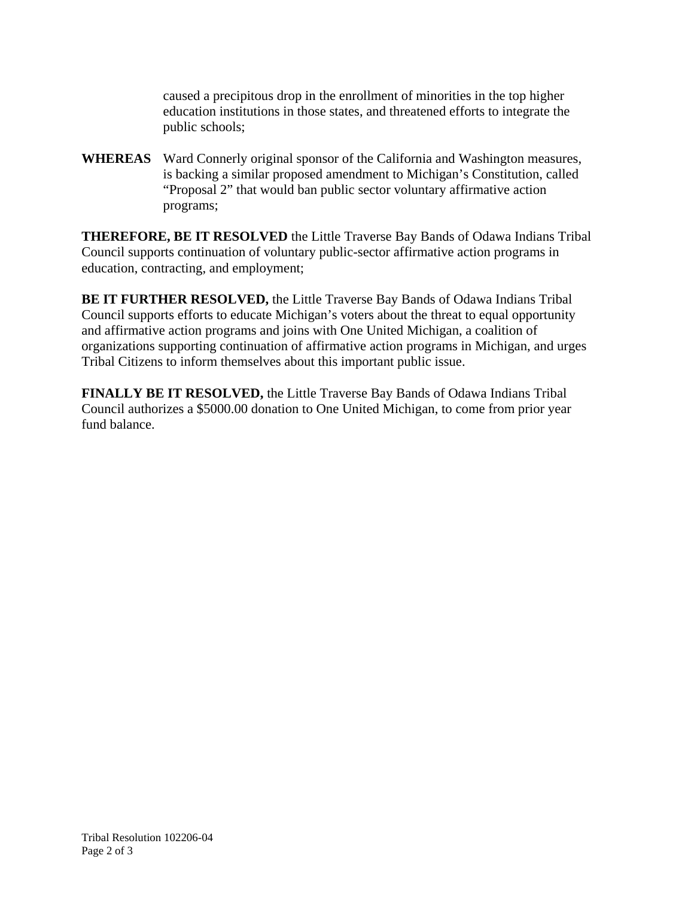caused a precipitous drop in the enrollment of minorities in the top higher education institutions in those states, and threatened efforts to integrate the public schools;

**WHEREAS** Ward Connerly original sponsor of the California and Washington measures, is backing a similar proposed amendment to Michigan's Constitution, called "Proposal 2" that would ban public sector voluntary affirmative action programs;

**THEREFORE, BE IT RESOLVED** the Little Traverse Bay Bands of Odawa Indians Tribal Council supports continuation of voluntary public-sector affirmative action programs in education, contracting, and employment;

**BE IT FURTHER RESOLVED,** the Little Traverse Bay Bands of Odawa Indians Tribal Council supports efforts to educate Michigan's voters about the threat to equal opportunity and affirmative action programs and joins with One United Michigan, a coalition of organizations supporting continuation of affirmative action programs in Michigan, and urges Tribal Citizens to inform themselves about this important public issue.

**FINALLY BE IT RESOLVED,** the Little Traverse Bay Bands of Odawa Indians Tribal Council authorizes a $5000.00 donation to One United Michigan, to come from prior year fund balance.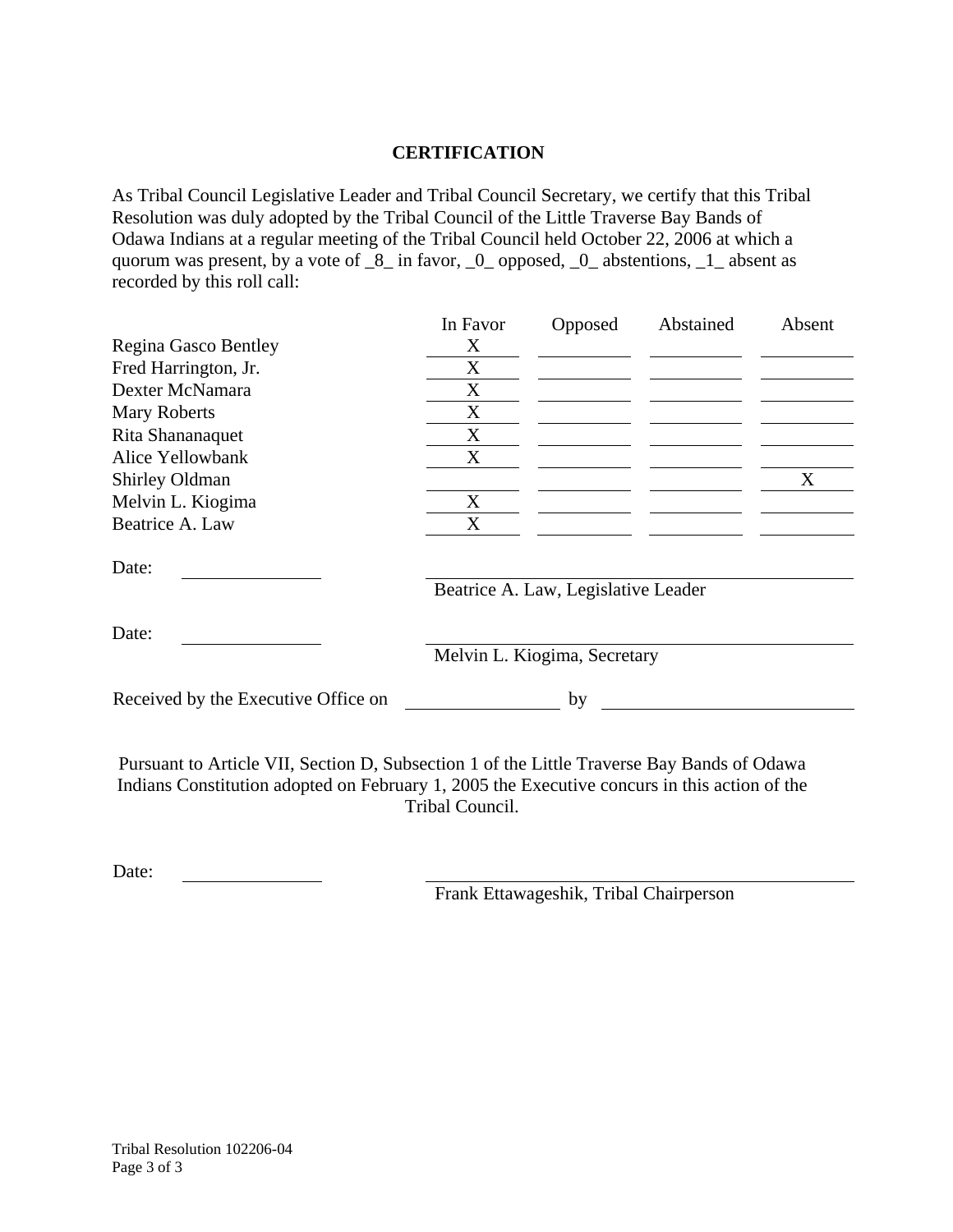**CERTIFICATION**

As Tribal Council Legislative Leader and Tribal Council Secretary, we certify that this Tribal Resolution was duly adopted by the Tribal Council of the Little Traverse Bay Bands of Odawa Indians at a regular meeting of the Tribal Council held October 22, 2006 at which a quorum was present, by a vote of _8_ in favor, _0_ opposed, _0_ abstentions, _1_ absent as recorded by this roll call:

| | In Favor | Opposed | Abstained | Absent |
|---|---|---|---|---|
| Regina Gasco Bentley | X | | | |
| Fred Harrington, Jr. | X | | | |
| Dexter McNamara | X | | | |
| Mary Roberts | X | | | |
| Rita Shananaquet | X | | | |
| Alice Yellowbank | X | | | |
| Shirley Oldman | | | | X |
| Melvin L. Kiogima | X | | | |
| Beatrice A. Law | X | | | |

Date: ______________ ________________________________
Beatrice A. Law, Legislative Leader

Date: ______________ ________________________________
Melvin L. Kiogima, Secretary

Received by the Executive Office on ______________ by ______________________

Pursuant to Article VII, Section D, Subsection 1 of the Little Traverse Bay Bands of Odawa Indians Constitution adopted on February 1, 2005 the Executive concurs in this action of the Tribal Council.

Date: ______________ ________________________________
Frank Ettawageshik, Tribal Chairperson

Tribal Resolution 102206-04